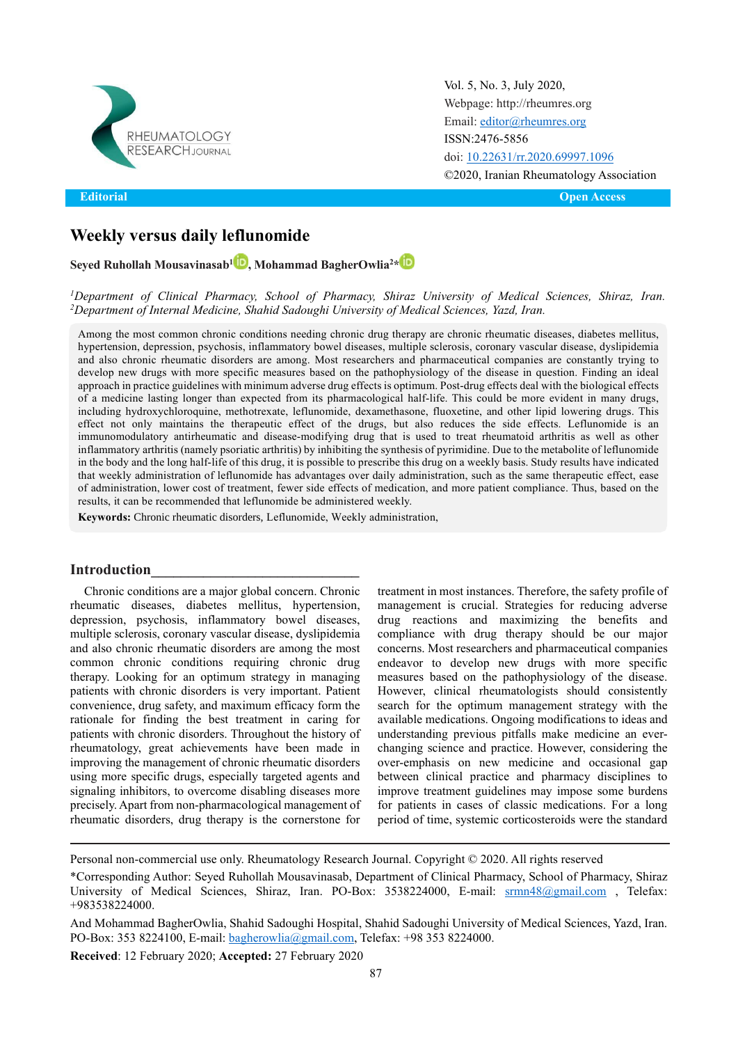Vol. 5, No. 3, July 2020,
Webpage: http://rheumres.org
Email: editor@rheumres.org
ISSN:2476-5856
doi: 10.22631/rr.2020.69997.1096
©2020, Iranian Rheumatology Association

**Editorial** **Open Access**

# Weekly versus daily leflunomide

**Seyed Ruhollah Mousavinasab[1], Mohammad BagherOwlia[2]***

*[1]Department of Clinical Pharmacy, School of Pharmacy, Shiraz University of Medical Sciences, Shiraz, Iran.*
*[2]Department of Internal Medicine, Shahid Sadoughi University of Medical Sciences, Yazd, Iran.*

Among the most common chronic conditions needing chronic drug therapy are chronic rheumatic diseases, diabetes mellitus, hypertension, depression, psychosis, inflammatory bowel diseases, multiple sclerosis, coronary vascular disease, dyslipidemia and also chronic rheumatic disorders are among. Most researchers and pharmaceutical companies are constantly trying to develop new drugs with more specific measures based on the pathophysiology of the disease in question. Finding an ideal approach in practice guidelines with minimum adverse drug effects is optimum. Post-drug effects deal with the biological effects of a medicine lasting longer than expected from its pharmacological half-life. This could be more evident in many drugs, including hydroxychloroquine, methotrexate, leflunomide, dexamethasone, fluoxetine, and other lipid lowering drugs. This effect not only maintains the therapeutic effect of the drugs, but also reduces the side effects. Leflunomide is an immunomodulatory antirheumatic and disease-modifying drug that is used to treat rheumatoid arthritis as well as other inflammatory arthritis (namely psoriatic arthritis) by inhibiting the synthesis of pyrimidine. Due to the metabolite of leflunomide in the body and the long half-life of this drug, it is possible to prescribe this drug on a weekly basis. Study results have indicated that weekly administration of leflunomide has advantages over daily administration, such as the same therapeutic effect, ease of administration, lower cost of treatment, fewer side effects of medication, and more patient compliance. Thus, based on the results, it can be recommended that leflunomide be administered weekly.

**Keywords:** Chronic rheumatic disorders, Leflunomide, Weekly administration,

## Introduction

Chronic conditions are a major global concern. Chronic rheumatic diseases, diabetes mellitus, hypertension, depression, psychosis, inflammatory bowel diseases, multiple sclerosis, coronary vascular disease, dyslipidemia and also chronic rheumatic disorders are among the most common chronic conditions requiring chronic drug therapy. Looking for an optimum strategy in managing patients with chronic disorders is very important. Patient convenience, drug safety, and maximum efficacy form the rationale for finding the best treatment in caring for patients with chronic disorders. Throughout the history of rheumatology, great achievements have been made in improving the management of chronic rheumatic disorders using more specific drugs, especially targeted agents and signaling inhibitors, to overcome disabling diseases more precisely. Apart from non-pharmacological management of rheumatic disorders, drug therapy is the cornerstone for treatment in most instances. Therefore, the safety profile of management is crucial. Strategies for reducing adverse drug reactions and maximizing the benefits and compliance with drug therapy should be our major concerns. Most researchers and pharmaceutical companies endeavor to develop new drugs with more specific measures based on the pathophysiology of the disease. However, clinical rheumatologists should consistently search for the optimum management strategy with the available medications. Ongoing modifications to ideas and understanding previous pitfalls make medicine an ever-changing science and practice. However, considering the over-emphasis on new medicine and occasional gap between clinical practice and pharmacy disciplines to improve treatment guidelines may impose some burdens for patients in cases of classic medications. For a long period of time, systemic corticosteroids were the standard

---

Personal non-commercial use only. Rheumatology Research Journal. Copyright © 2020. All rights reserved

*Corresponding Author: Seyed Ruhollah Mousavinasab, Department of Clinical Pharmacy, School of Pharmacy, Shiraz University of Medical Sciences, Shiraz, Iran. PO-Box: 3538224000, E-mail: srmn48@gmail.com , Telefax: +983538224000.

And Mohammad BagherOwlia, Shahid Sadoughi Hospital, Shahid Sadoughi University of Medical Sciences, Yazd, Iran. PO-Box: 353 8224100, E-mail: bagherowlia@gmail.com, Telefax: +98 353 8224000.

**Received**: 12 February 2020; **Accepted:** 27 February 2020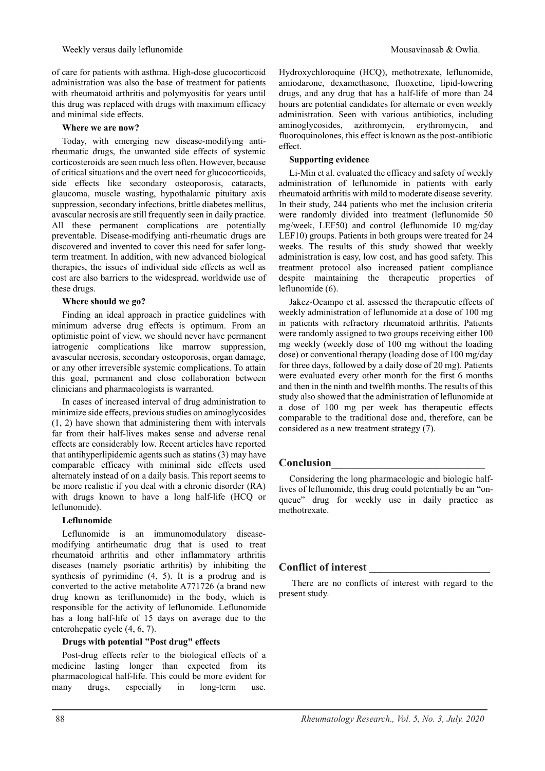of care for patients with asthma. High-dose glucocorticoid administration was also the base of treatment for patients with rheumatoid arthritis and polymyositis for years until this drug was replaced with drugs with maximum efficacy and minimal side effects.

### Where we are now?

Today, with emerging new disease-modifying anti-rheumatic drugs, the unwanted side effects of systemic corticosteroids are seen much less often. However, because of critical situations and the overt need for glucocorticoids, side effects like secondary osteoporosis, cataracts, glaucoma, muscle wasting, hypothalamic pituitary axis suppression, secondary infections, brittle diabetes mellitus, avascular necrosis are still frequently seen in daily practice. All these permanent complications are potentially preventable. Disease-modifying anti-rheumatic drugs are discovered and invented to cover this need for safer long-term treatment. In addition, with new advanced biological therapies, the issues of individual side effects as well as cost are also barriers to the widespread, worldwide use of these drugs.

### Where should we go?

Finding an ideal approach in practice guidelines with minimum adverse drug effects is optimum. From an optimistic point of view, we should never have permanent iatrogenic complications like marrow suppression, avascular necrosis, secondary osteoporosis, organ damage, or any other irreversible systemic complications. To attain this goal, permanent and close collaboration between clinicians and pharmacologists is warranted.

In cases of increased interval of drug administration to minimize side effects, previous studies on aminoglycosides (1, 2) have shown that administering them with intervals far from their half-lives makes sense and adverse renal effects are considerably low. Recent articles have reported that antihyperlipidemic agents such as statins (3) may have comparable efficacy with minimal side effects used alternately instead of on a daily basis. This report seems to be more realistic if you deal with a chronic disorder (RA) with drugs known to have a long half-life (HCQ or leflunomide).

### Leflunomide

Leflunomide is an immunomodulatory disease-modifying antirheumatic drug that is used to treat rheumatoid arthritis and other inflammatory arthritis diseases (namely psoriatic arthritis) by inhibiting the synthesis of pyrimidine (4, 5). It is a prodrug and is converted to the active metabolite A771726 (a brand new drug known as teriflunomide) in the body, which is responsible for the activity of leflunomide. Leflunomide has a long half-life of 15 days on average due to the enterohepatic cycle (4, 6, 7).

### Drugs with potential "Post drug" effects

Post-drug effects refer to the biological effects of a medicine lasting longer than expected from its pharmacological half-life. This could be more evident for many drugs, especially in long-term use. Hydroxychloroquine (HCQ), methotrexate, leflunomide, amiodarone, dexamethasone, fluoxetine, lipid-lowering drugs, and any drug that has a half-life of more than 24 hours are potential candidates for alternate or even weekly administration. Seen with various antibiotics, including aminoglycosides, azithromycin, erythromycin, and fluoroquinolones, this effect is known as the post-antibiotic effect.

### Supporting evidence

Li-Min et al. evaluated the efficacy and safety of weekly administration of leflunomide in patients with early rheumatoid arthritis with mild to moderate disease severity. In their study, 244 patients who met the inclusion criteria were randomly divided into treatment (leflunomide 50 mg/week, LEF50) and control (leflunomide 10 mg/day LEF10) groups. Patients in both groups were treated for 24 weeks. The results of this study showed that weekly administration is easy, low cost, and has good safety. This treatment protocol also increased patient compliance despite maintaining the therapeutic properties of leflunomide (6).

Jakez-Ocampo et al. assessed the therapeutic effects of weekly administration of leflunomide at a dose of 100 mg in patients with refractory rheumatoid arthritis. Patients were randomly assigned to two groups receiving either 100 mg weekly (weekly dose of 100 mg without the loading dose) or conventional therapy (loading dose of 100 mg/day for three days, followed by a daily dose of 20 mg). Patients were evaluated every other month for the first 6 months and then in the ninth and twelfth months. The results of this study also showed that the administration of leflunomide at a dose of 100 mg per week has therapeutic effects comparable to the traditional dose and, therefore, can be considered as a new treatment strategy (7).

## Conclusion

Considering the long pharmacologic and biologic half-lives of leflunomide, this drug could potentially be an "on-queue" drug for weekly use in daily practice as methotrexate.

## Conflict of interest

There are no conflicts of interest with regard to the present study.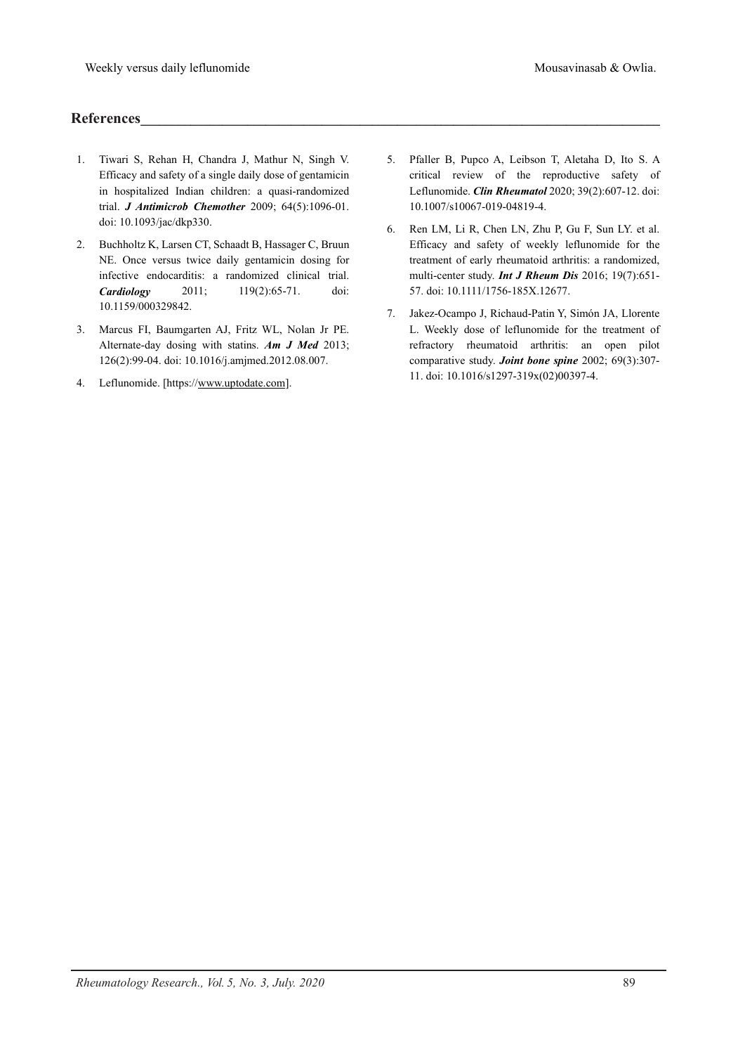## References

1. Tiwari S, Rehan H, Chandra J, Mathur N, Singh V. Efficacy and safety of a single daily dose of gentamicin in hospitalized Indian children: a quasi-randomized trial. ***J Antimicrob Chemother*** 2009; 64(5):1096-01. doi: 10.1093/jac/dkp330.

2. Buchholtz K, Larsen CT, Schaadt B, Hassager C, Bruun NE. Once versus twice daily gentamicin dosing for infective endocarditis: a randomized clinical trial. ***Cardiology*** 2011; 119(2):65-71. doi: 10.1159/000329842.

3. Marcus FI, Baumgarten AJ, Fritz WL, Nolan Jr PE. Alternate-day dosing with statins. ***Am J Med*** 2013; 126(2):99-04. doi: 10.1016/j.amjmed.2012.08.007.

4. Leflunomide. [https://www.uptodate.com].

5. Pfaller B, Pupco A, Leibson T, Aletaha D, Ito S. A critical review of the reproductive safety of Leflunomide. ***Clin Rheumatol*** 2020; 39(2):607-12. doi: 10.1007/s10067-019-04819-4.

6. Ren LM, Li R, Chen LN, Zhu P, Gu F, Sun LY. et al. Efficacy and safety of weekly leflunomide for the treatment of early rheumatoid arthritis: a randomized, multi-center study. ***Int J Rheum Dis*** 2016; 19(7):651-57. doi: 10.1111/1756-185X.12677.

7. Jakez-Ocampo J, Richaud-Patin Y, Simón JA, Llorente L. Weekly dose of leflunomide for the treatment of refractory rheumatoid arthritis: an open pilot comparative study. ***Joint bone spine*** 2002; 69(3):307-11. doi: 10.1016/s1297-319x(02)00397-4.